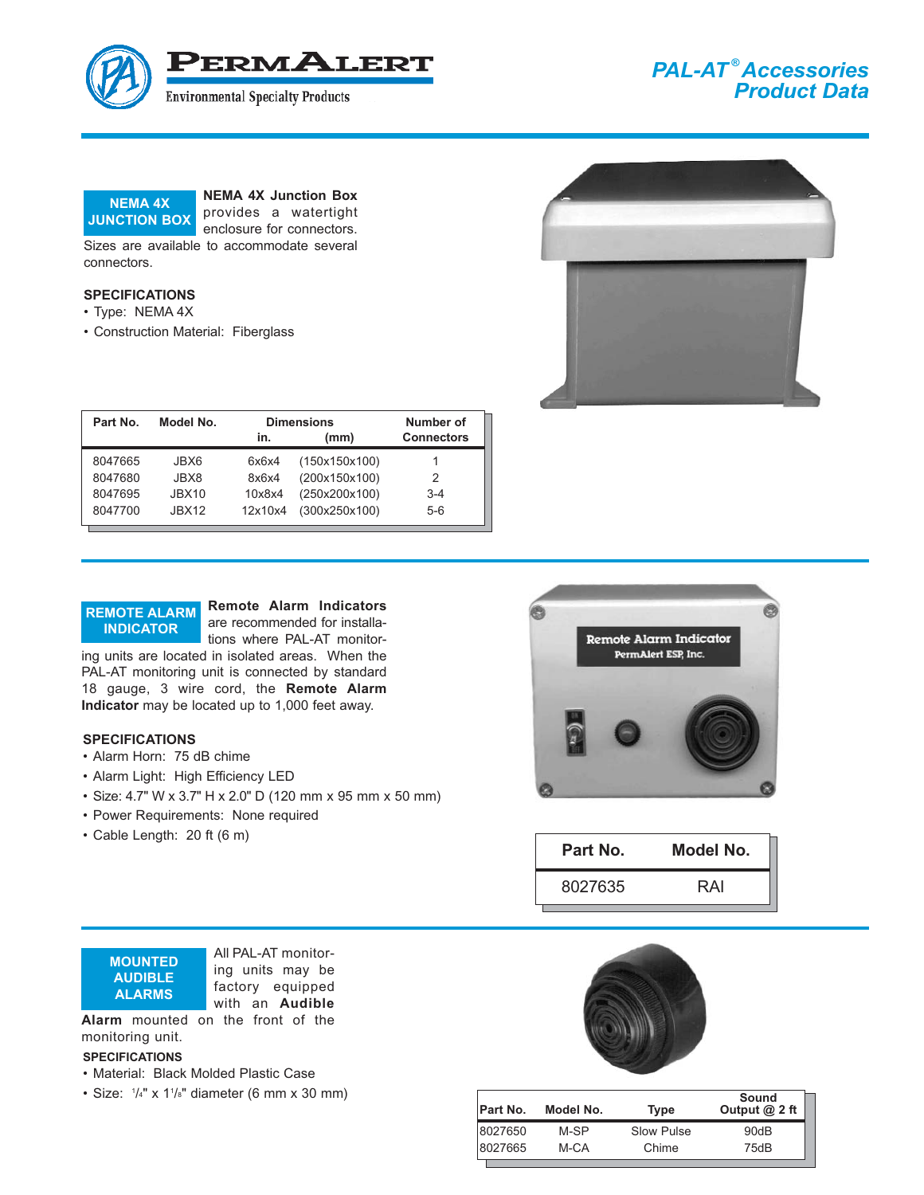# PermAlert

Environmental Specialty Products

## PAL-AT® Accessories Product Data

## NEMA 4X JUNCTION BOX

**NEMA 4X Junction Box** provides a watertight enclosure for connectors. Sizes are available to accommodate several connectors.

### SPECIFICATIONS

- Type: NEMA 4X
- Construction Material: Fiberglass

| Part No. | Model No. | Dimensions in. | (mm) | Number of Connectors |
|---|---|---|---|---|
| 8047665 | JBX6 | 6x6x4 | (150x150x100) | 1 |
| 8047680 | JBX8 | 8x6x4 | (200x150x100) | 2 |
| 8047695 | JBX10 | 10x8x4 | (250x200x100) | 3-4 |
| 8047700 | JBX12 | 12x10x4 | (300x250x100) | 5-6 |

## REMOTE ALARM INDICATOR

**Remote Alarm Indicators** are recommended for installations where PAL-AT monitoring units are located in isolated areas. When the PAL-AT monitoring unit is connected by standard 18 gauge, 3 wire cord, the **Remote Alarm Indicator** may be located up to 1,000 feet away.

### SPECIFICATIONS

- Alarm Horn: 75 dB chime
- Alarm Light: High Efficiency LED
- Size: 4.7" W x 3.7" H x 2.0" D (120 mm x 95 mm x 50 mm)
- Power Requirements: None required
- Cable Length: 20 ft (6 m)

| Part No. | Model No. |
|---|---|
| 8027635 | RAI |

## MOUNTED AUDIBLE ALARMS

All PAL-AT monitoring units may be factory equipped with an **Audible Alarm** mounted on the front of the monitoring unit.

### SPECIFICATIONS

- Material: Black Molded Plastic Case
- Size: 1/4" x 1 1/8" diameter (6 mm x 30 mm)

| Part No. | Model No. | Type | Sound Output @ 2 ft |
|---|---|---|---|
| 8027650 | M-SP | Slow Pulse | 90dB |
| 8027665 | M-CA | Chime | 75dB |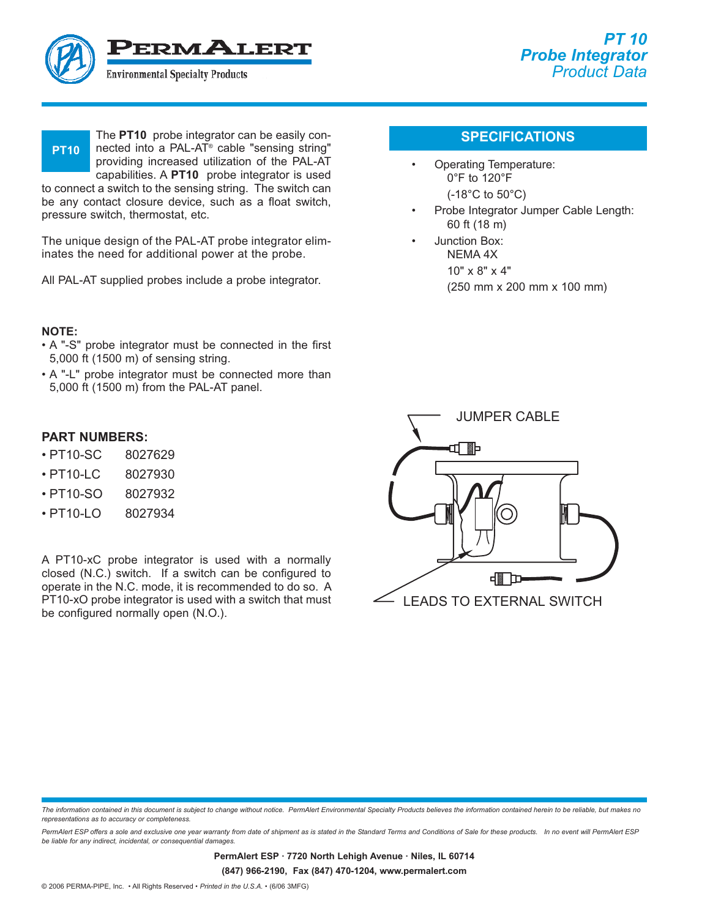# PT 10 Probe Integrator
*Product Data*

**PT10**

The **PT10** probe integrator can be easily connected into a PAL-AT® cable "sensing string" providing increased utilization of the PAL-AT capabilities. A **PT10** probe integrator is used to connect a switch to the sensing string. The switch can be any contact closure device, such as a float switch, pressure switch, thermostat, etc.

The unique design of the PAL-AT probe integrator eliminates the need for additional power at the probe.

All PAL-AT supplied probes include a probe integrator.

**NOTE:**

- A "-S" probe integrator must be connected in the first 5,000 ft (1500 m) of sensing string.
- A "-L" probe integrator must be connected more than 5,000 ft (1500 m) from the PAL-AT panel.

**PART NUMBERS:**

- PT10-SC 8027629
- PT10-LC 8027930
- PT10-SO 8027932
- PT10-LO 8027934

A PT10-xC probe integrator is used with a normally closed (N.C.) switch. If a switch can be configured to operate in the N.C. mode, it is recommended to do so. A PT10-xO probe integrator is used with a switch that must be configured normally open (N.O.).

## SPECIFICATIONS

- Operating Temperature:
  0°F to 120°F
  (-18°C to 50°C)
- Probe Integrator Jumper Cable Length:
  60 ft (18 m)
- Junction Box:
  NEMA 4X
  10" x 8" x 4"
  (250 mm x 200 mm x 100 mm)

JUMPER CABLE

LEADS TO EXTERNAL SWITCH

*The information contained in this document is subject to change without notice. PermAlert Environmental Specialty Products believes the information contained herein to be reliable, but makes no representations as to accuracy or completeness.*

*PermAlert ESP offers a sole and exclusive one year warranty from date of shipment as is stated in the Standard Terms and Conditions of Sale for these products. In no event will PermAlert ESP be liable for any indirect, incidental, or consequential damages.*

**PermAlert ESP · 7720 North Lehigh Avenue · Niles, IL 60714**

**(847) 966-2190, Fax (847) 470-1204, www.permalert.com**

© 2006 PERMA-PIPE, Inc. • All Rights Reserved • *Printed in the U.S.A.* • (6/06 3MFG)